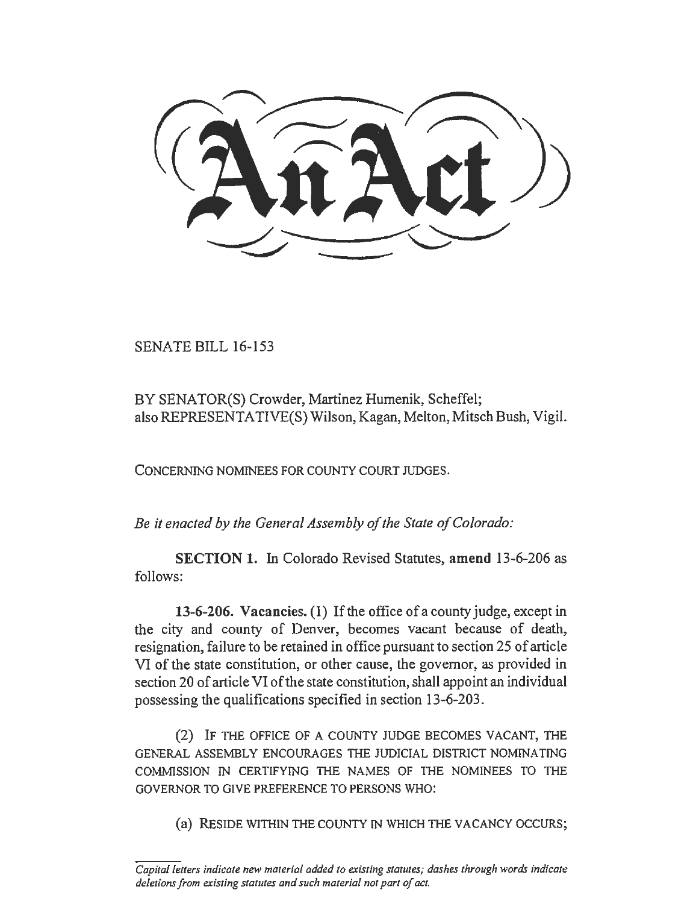# An Act

SENATE BILL 16-153

BY SENATOR(S) Crowder, Martinez Humenik, Scheffel;
also REPRESENTATIVE(S) Wilson, Kagan, Melton, Mitsch Bush, Vigil.

CONCERNING NOMINEES FOR COUNTY COURT JUDGES.

*Be it enacted by the General Assembly of the State of Colorado:*

**SECTION 1.** In Colorado Revised Statutes, **amend** 13-6-206 as follows:

**13-6-206. Vacancies.** (1) If the office of a county judge, except in the city and county of Denver, becomes vacant because of death, resignation, failure to be retained in office pursuant to section 25 of article VI of the state constitution, or other cause, the governor, as provided in section 20 of article VI of the state constitution, shall appoint an individual possessing the qualifications specified in section 13-6-203.

(2) IF THE OFFICE OF A COUNTY JUDGE BECOMES VACANT, THE GENERAL ASSEMBLY ENCOURAGES THE JUDICIAL DISTRICT NOMINATING COMMISSION IN CERTIFYING THE NAMES OF THE NOMINEES TO THE GOVERNOR TO GIVE PREFERENCE TO PERSONS WHO:

(a) RESIDE WITHIN THE COUNTY IN WHICH THE VACANCY OCCURS;

*Capital letters indicate new material added to existing statutes; dashes through words indicate deletions from existing statutes and such material not part of act.*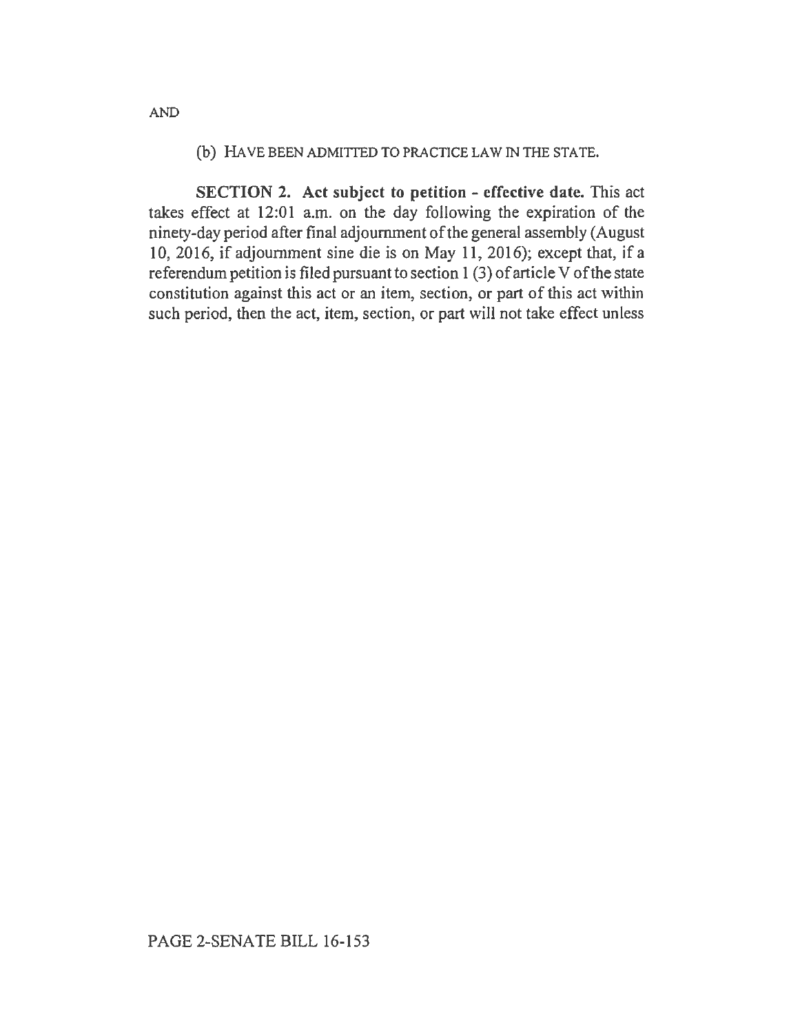AND

(b) HAVE BEEN ADMITTED TO PRACTICE LAW IN THE STATE.

**SECTION 2. Act subject to petition - effective date.** This act takes effect at 12:01 a.m. on the day following the expiration of the ninety-day period after final adjournment of the general assembly (August 10, 2016, if adjournment sine die is on May 11, 2016); except that, if a referendum petition is filed pursuant to section 1 (3) of article V of the state constitution against this act or an item, section, or part of this act within such period, then the act, item, section, or part will not take effect unless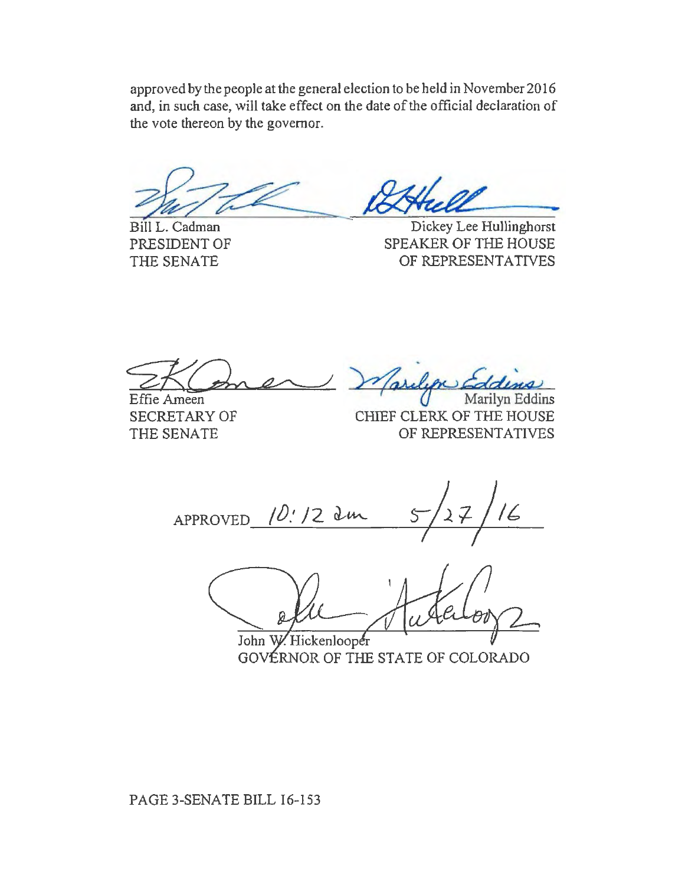approved by the people at the general election to be held in November 2016 and, in such case, will take effect on the date of the official declaration of the vote thereon by the governor.

| | |
|---|---|
| Bill L. Cadman<br>PRESIDENT OF<br>THE SENATE | Dickey Lee Hullinghorst<br>SPEAKER OF THE HOUSE<br>OF REPRESENTATIVES |
| Effie Ameen<br>SECRETARY OF<br>THE SENATE | Marilyn Eddins<br>CHIEF CLERK OF THE HOUSE<br>OF REPRESENTATIVES |

APPROVED 10:12 am 5/27/16

John W. Hickenlooper
GOVERNOR OF THE STATE OF COLORADO

PAGE 3-SENATE BILL 16-153